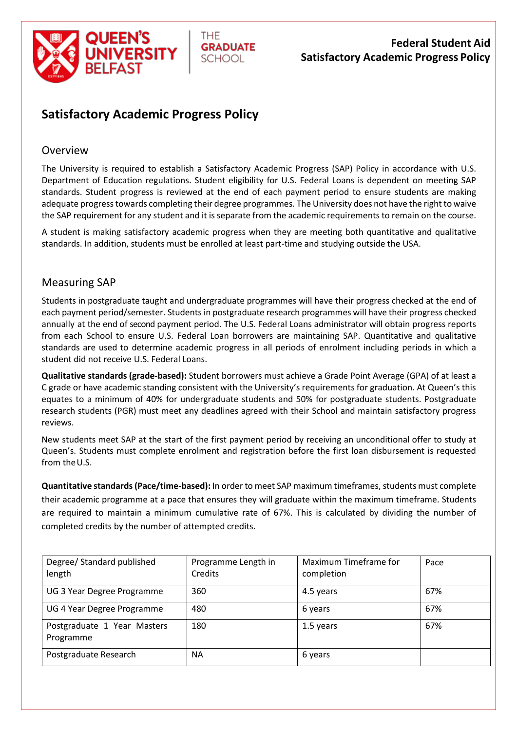# Satisfactory Academic Progress Policy

## Overview

The University is required to establish a Satisfactory Academic Progress (SAP) Policy in accordance with U.S. Department of Education regulations. Student eligibility for U.S. Federal Loans is dependent on meeting SAP standards. Student progress is reviewed at the end of each payment period to ensure students are making adequate progress towards completing their degree programmes. The University does not have the right to waive the SAP requirement for any student and it is separate from the academic requirements to remain on the course.

A student is making satisfactory academic progress when they are meeting both quantitative and qualitative standards. In addition, students must be enrolled at least part-time and studying outside the USA.

## Measuring SAP

Students in postgraduate taught and undergraduate programmes will have their progress checked at the end of each payment period/semester. Students in postgraduate research programmes will have their progress checked annually at the end of second payment period. The U.S. Federal Loans administrator will obtain progress reports from each School to ensure U.S. Federal Loan borrowers are maintaining SAP. Quantitative and qualitative standards are used to determine academic progress in all periods of enrolment including periods in which a student did not receive U.S. Federal Loans.

**Qualitative standards (grade-based):** Student borrowers must achieve a Grade Point Average (GPA) of at least a C grade or have academic standing consistent with the University's requirements for graduation. At Queen's this equates to a minimum of 40% for undergraduate students and 50% for postgraduate students. Postgraduate research students (PGR) must meet any deadlines agreed with their School and maintain satisfactory progress reviews.

New students meet SAP at the start of the first payment period by receiving an unconditional offer to study at Queen's. Students must complete enrolment and registration before the first loan disbursement is requested from the U.S.

**Quantitative standards (Pace/time-based):** In order to meet SAP maximum timeframes, students must complete their academic programme at a pace that ensures they will graduate within the maximum timeframe. Students are required to maintain a minimum cumulative rate of 67%. This is calculated by dividing the number of completed credits by the number of attempted credits.

| Degree/ Standard published length | Programme Length in Credits | Maximum Timeframe for completion | Pace |
|---|---|---|---|
| UG 3 Year Degree Programme | 360 | 4.5 years | 67% |
| UG 4 Year Degree Programme | 480 | 6 years | 67% |
| Postgraduate 1 Year Masters Programme | 180 | 1.5 years | 67% |
| Postgraduate Research | NA | 6 years | |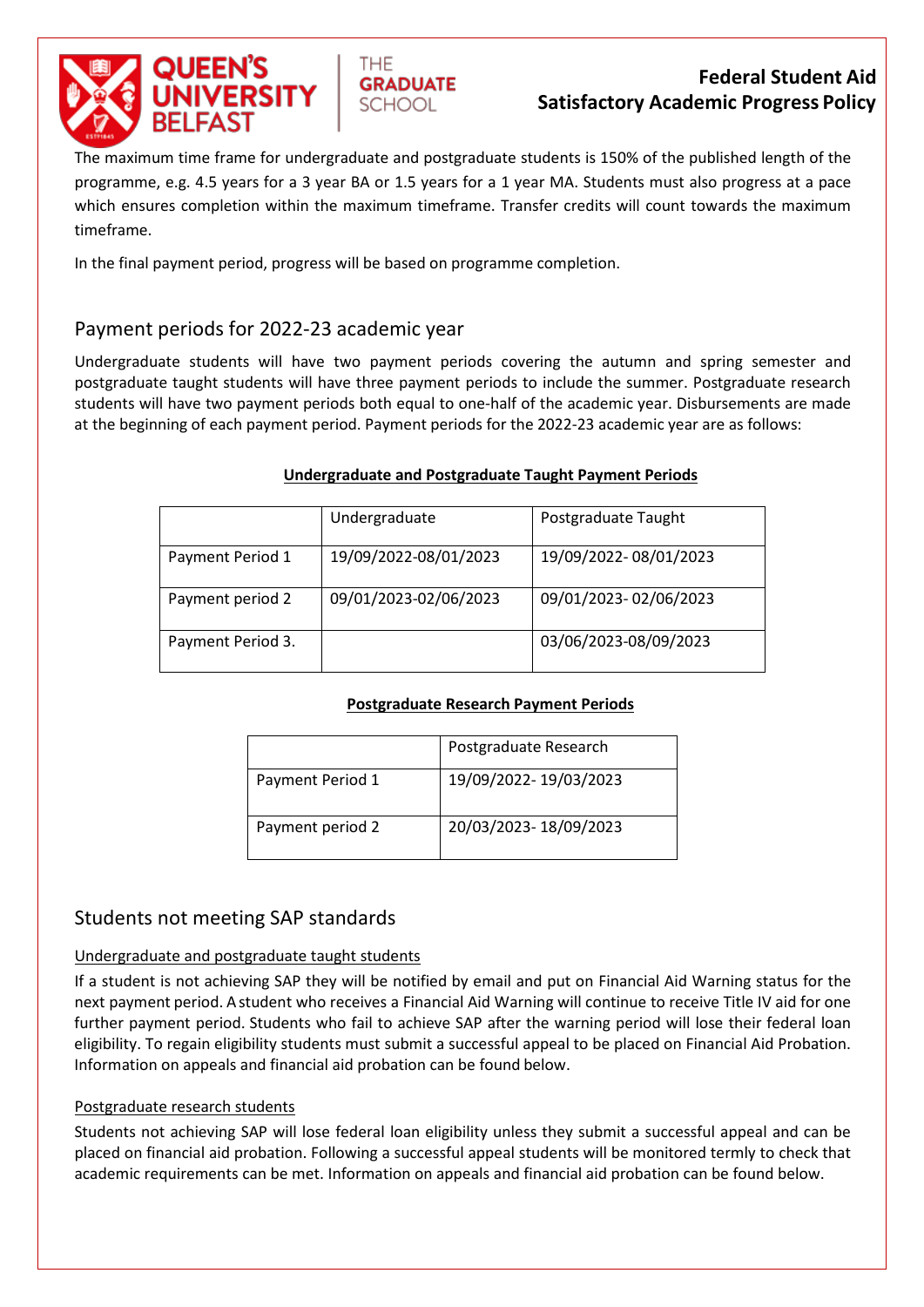The maximum time frame for undergraduate and postgraduate students is 150% of the published length of the programme, e.g. 4.5 years for a 3 year BA or 1.5 years for a 1 year MA. Students must also progress at a pace which ensures completion within the maximum timeframe. Transfer credits will count towards the maximum timeframe.

In the final payment period, progress will be based on programme completion.

## Payment periods for 2022-23 academic year

Undergraduate students will have two payment periods covering the autumn and spring semester and postgraduate taught students will have three payment periods to include the summer. Postgraduate research students will have two payment periods both equal to one-half of the academic year. Disbursements are made at the beginning of each payment period. Payment periods for the 2022-23 academic year are as follows:

**Undergraduate and Postgraduate Taught Payment Periods**

| | Undergraduate | Postgraduate Taught |
|---|---|---|
| Payment Period 1 | 19/09/2022-08/01/2023 | 19/09/2022- 08/01/2023 |
| Payment period 2 | 09/01/2023-02/06/2023 | 09/01/2023- 02/06/2023 |
| Payment Period 3. | | 03/06/2023-08/09/2023 |

**Postgraduate Research Payment Periods**

| | Postgraduate Research |
|---|---|
| Payment Period 1 | 19/09/2022- 19/03/2023 |
| Payment period 2 | 20/03/2023- 18/09/2023 |

## Students not meeting SAP standards

### Undergraduate and postgraduate taught students

If a student is not achieving SAP they will be notified by email and put on Financial Aid Warning status for the next payment period. A student who receives a Financial Aid Warning will continue to receive Title IV aid for one further payment period. Students who fail to achieve SAP after the warning period will lose their federal loan eligibility. To regain eligibility students must submit a successful appeal to be placed on Financial Aid Probation. Information on appeals and financial aid probation can be found below.

### Postgraduate research students

Students not achieving SAP will lose federal loan eligibility unless they submit a successful appeal and can be placed on financial aid probation. Following a successful appeal students will be monitored termly to check that academic requirements can be met. Information on appeals and financial aid probation can be found below.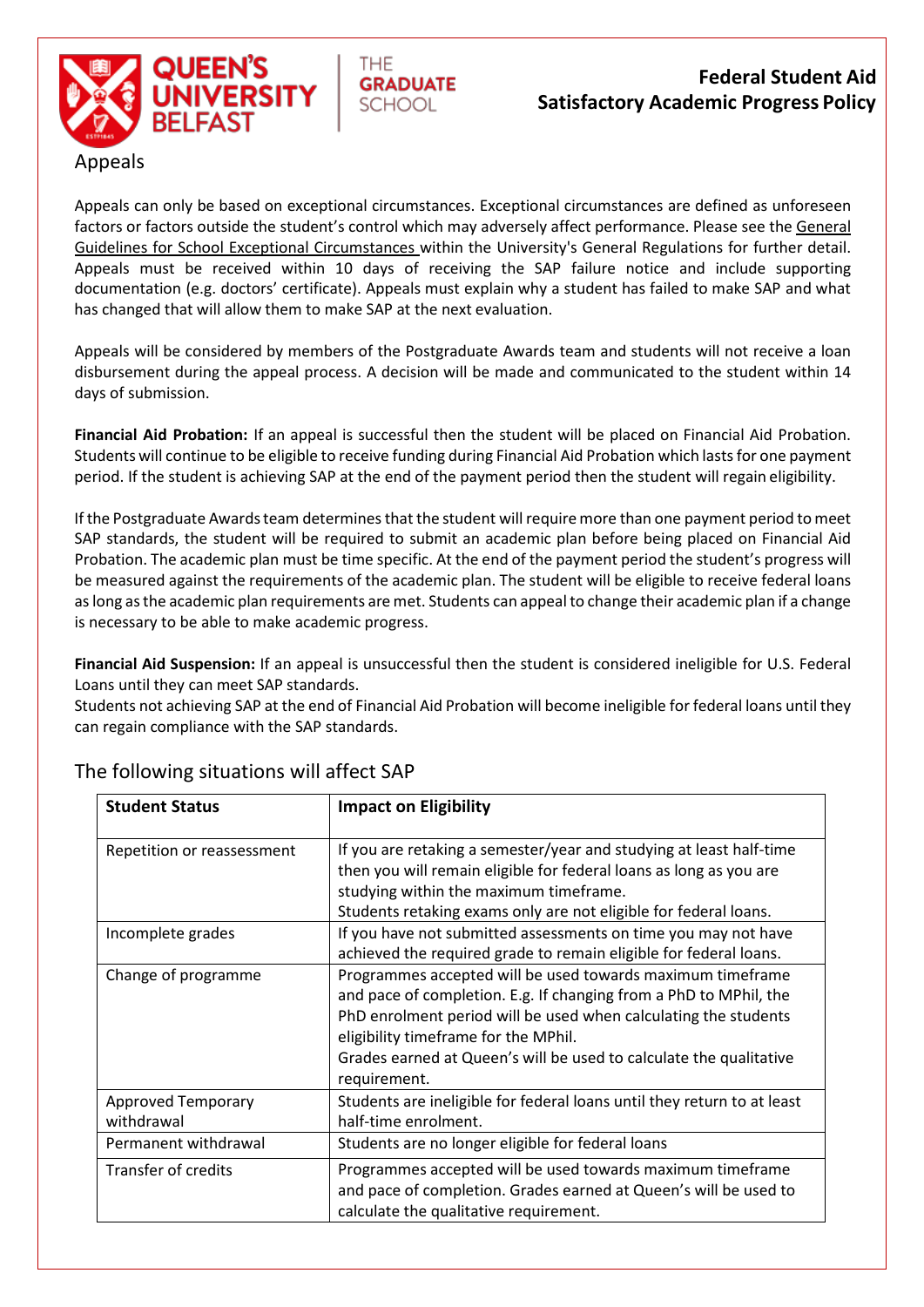## Appeals

Appeals can only be based on exceptional circumstances. Exceptional circumstances are defined as unforeseen factors or factors outside the student's control which may adversely affect performance. Please see the General Guidelines for School Exceptional Circumstances within the University's General Regulations for further detail. Appeals must be received within 10 days of receiving the SAP failure notice and include supporting documentation (e.g. doctors' certificate). Appeals must explain why a student has failed to make SAP and what has changed that will allow them to make SAP at the next evaluation.

Appeals will be considered by members of the Postgraduate Awards team and students will not receive a loan disbursement during the appeal process. A decision will be made and communicated to the student within 14 days of submission.

**Financial Aid Probation:** If an appeal is successful then the student will be placed on Financial Aid Probation. Students will continue to be eligible to receive funding during Financial Aid Probation which lasts for one payment period. If the student is achieving SAP at the end of the payment period then the student will regain eligibility.

If the Postgraduate Awards team determines that the student will require more than one payment period to meet SAP standards, the student will be required to submit an academic plan before being placed on Financial Aid Probation. The academic plan must be time specific. At the end of the payment period the student's progress will be measured against the requirements of the academic plan. The student will be eligible to receive federal loans as long as the academic plan requirements are met. Students can appeal to change their academic plan if a change is necessary to be able to make academic progress.

**Financial Aid Suspension:** If an appeal is unsuccessful then the student is considered ineligible for U.S. Federal Loans until they can meet SAP standards.
Students not achieving SAP at the end of Financial Aid Probation will become ineligible for federal loans until they can regain compliance with the SAP standards.

## The following situations will affect SAP

| Student Status | Impact on Eligibility |
|---|---|
| Repetition or reassessment | If you are retaking a semester/year and studying at least half-time then you will remain eligible for federal loans as long as you are studying within the maximum timeframe.<br>Students retaking exams only are not eligible for federal loans. |
| Incomplete grades | If you have not submitted assessments on time you may not have achieved the required grade to remain eligible for federal loans. |
| Change of programme | Programmes accepted will be used towards maximum timeframe and pace of completion. E.g. If changing from a PhD to MPhil, the PhD enrolment period will be used when calculating the students eligibility timeframe for the MPhil.<br>Grades earned at Queen's will be used to calculate the qualitative requirement. |
| Approved Temporary withdrawal | Students are ineligible for federal loans until they return to at least half-time enrolment. |
| Permanent withdrawal | Students are no longer eligible for federal loans |
| Transfer of credits | Programmes accepted will be used towards maximum timeframe and pace of completion. Grades earned at Queen's will be used to calculate the qualitative requirement. |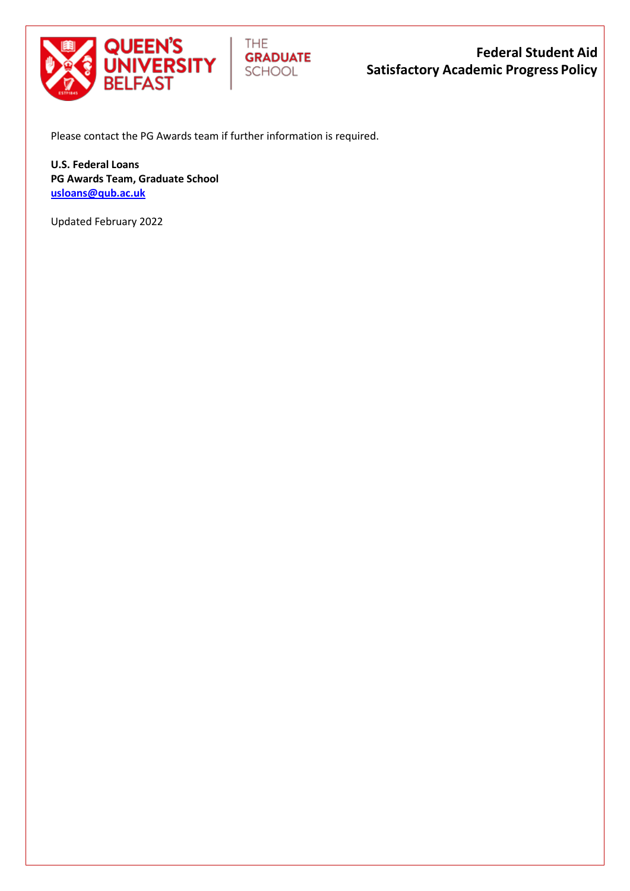Please contact the PG Awards team if further information is required.

**U.S. Federal Loans**
**PG Awards Team, Graduate School**
**usloans@qub.ac.uk**

Updated February 2022